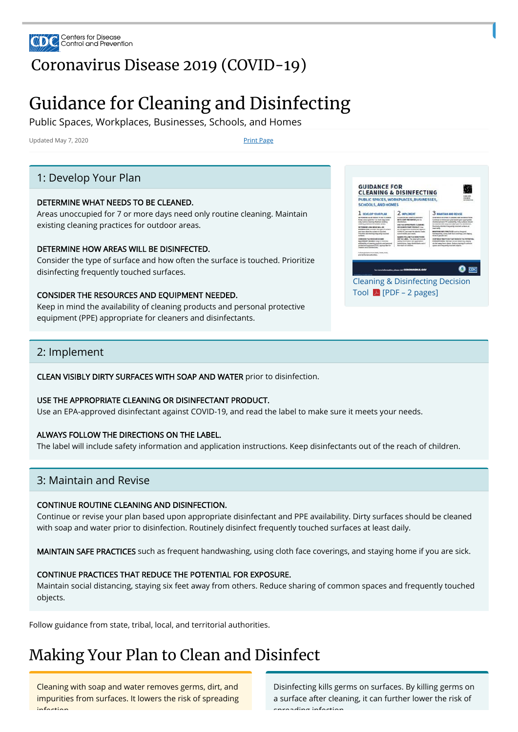Centers for Disease Control and Prevention

# Coronavirus Disease 2019 (COVID-19)

# Guidance for Cleaning and Disinfecting

Public Spaces, Workplaces, Businesses, Schools, and Homes

Updated May 7, 2020

Print Page

## 1: Develop Your Plan

DETERMINE WHAT NEEDS TO BE CLEANED.
Areas unoccupied for 7 or more days need only routine cleaning. Maintain existing cleaning practices for outdoor areas.

DETERMINE HOW AREAS WILL BE DISINFECTED.
Consider the type of surface and how often the surface is touched. Prioritize disinfecting frequently touched surfaces.

CONSIDER THE RESOURCES AND EQUIPMENT NEEDED.
Keep in mind the availability of cleaning products and personal protective equipment (PPE) appropriate for cleaners and disinfectants.

Cleaning & Disinfecting Decision Tool [PDF – 2 pages]

## 2: Implement

CLEAN VISIBLY DIRTY SURFACES WITH SOAP AND WATER prior to disinfection.

USE THE APPROPRIATE CLEANING OR DISINFECTANT PRODUCT.
Use an EPA-approved disinfectant against COVID-19, and read the label to make sure it meets your needs.

ALWAYS FOLLOW THE DIRECTIONS ON THE LABEL.
The label will include safety information and application instructions. Keep disinfectants out of the reach of children.

## 3: Maintain and Revise

CONTINUE ROUTINE CLEANING AND DISINFECTION.
Continue or revise your plan based upon appropriate disinfectant and PPE availability. Dirty surfaces should be cleaned with soap and water prior to disinfection. Routinely disinfect frequently touched surfaces at least daily.

MAINTAIN SAFE PRACTICES such as frequent handwashing, using cloth face coverings, and staying home if you are sick.

CONTINUE PRACTICES THAT REDUCE THE POTENTIAL FOR EXPOSURE.
Maintain social distancing, staying six feet away from others. Reduce sharing of common spaces and frequently touched objects.

Follow guidance from state, tribal, local, and territorial authorities.

# Making Your Plan to Clean and Disinfect

Cleaning with soap and water removes germs, dirt, and impurities from surfaces. It lowers the risk of spreading infection.

Disinfecting kills germs on surfaces. By killing germs on a surface after cleaning, it can further lower the risk of spreading infection.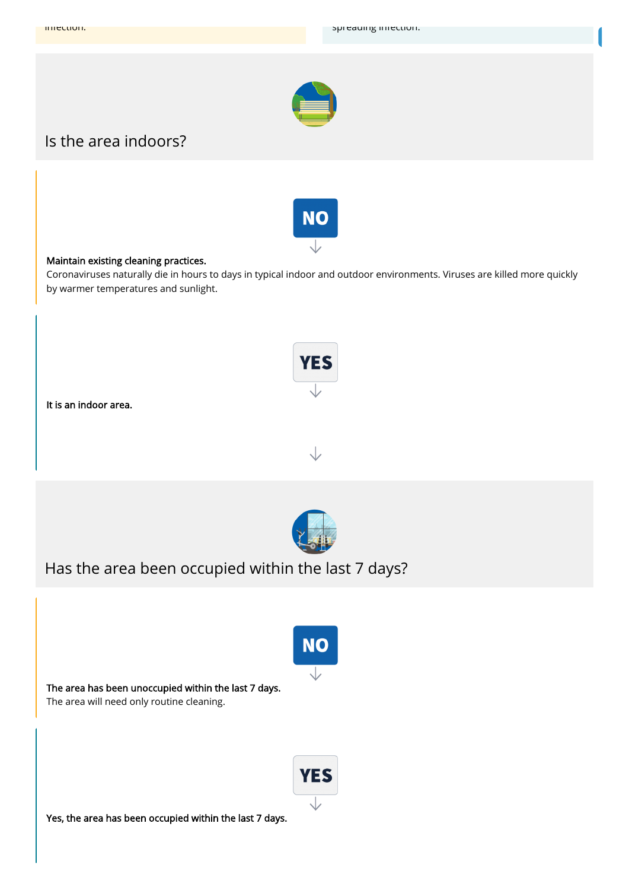infection.

spreading infection.

## Is the area indoors?

**NO**

**Maintain existing cleaning practices.**
Coronaviruses naturally die in hours to days in typical indoor and outdoor environments. Viruses are killed more quickly by warmer temperatures and sunlight.

**YES**

**It is an indoor area.**

## Has the area been occupied within the last 7 days?

**NO**

**The area has been unoccupied within the last 7 days.**
The area will need only routine cleaning.

**YES**

**Yes, the area has been occupied within the last 7 days.**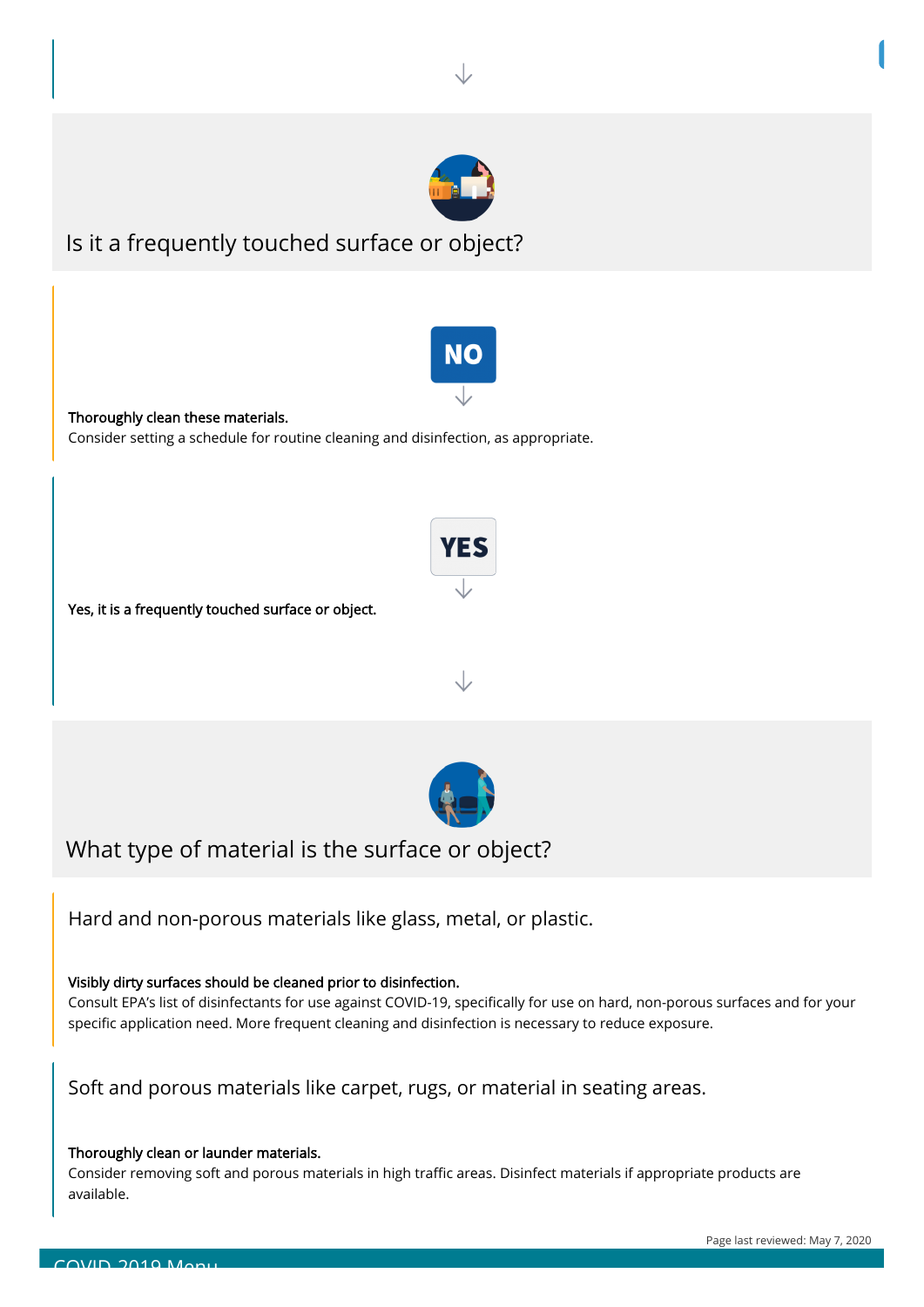## Is it a frequently touched surface or object?

**NO**

**Thoroughly clean these materials.**
Consider setting a schedule for routine cleaning and disinfection, as appropriate.

**YES**

**Yes, it is a frequently touched surface or object.**

## What type of material is the surface or object?

Hard and non-porous materials like glass, metal, or plastic.

**Visibly dirty surfaces should be cleaned prior to disinfection.**
Consult EPA's list of disinfectants for use against COVID-19, specifically for use on hard, non-porous surfaces and for your specific application need. More frequent cleaning and disinfection is necessary to reduce exposure.

Soft and porous materials like carpet, rugs, or material in seating areas.

**Thoroughly clean or launder materials.**
Consider removing soft and porous materials in high traffic areas. Disinfect materials if appropriate products are available.

Page last reviewed: May 7, 2020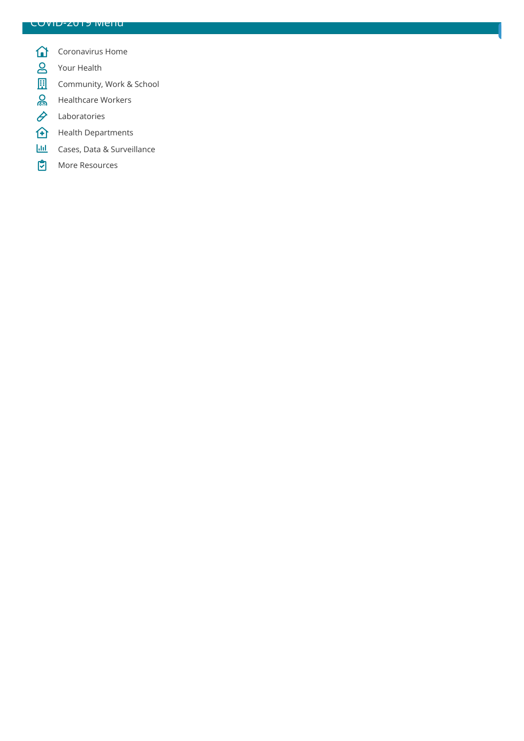COVID-2019 Menu

- Coronavirus Home
- Your Health
- Community, Work & School
- Healthcare Workers
- Laboratories
- Health Departments
- Cases, Data & Surveillance
- More Resources